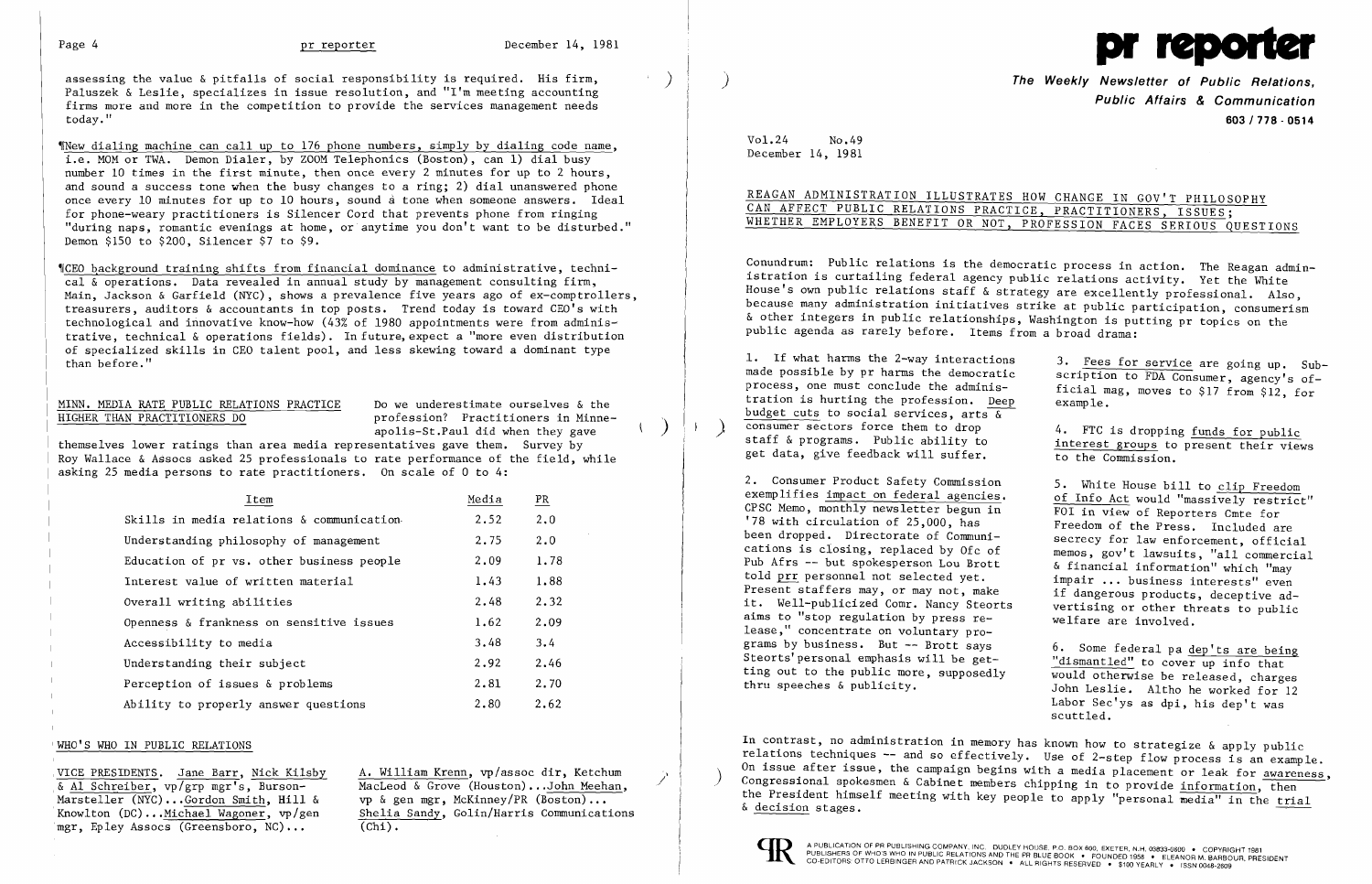assessing the value & pitfalls of social responsibility is required. His firm, Paluszek & Leslie, specializes in issue resolution, and "I'm meeting accounting firms more and more in the competition to provide the services management needs today."

¶New dialing machine can call up to 176 phone numbers, simply by dialing code name, i.e. MOM or TWA. Demon Dialer, by ZOOM Telephonics (Boston), can 1) dial busy number 10 times in the first minute, then once every 2 minutes for up to 2 hours, and sound a success tone when the busy changes to a ring; 2) dial unanswered phone once every 10 minutes for up to 10 hours, sound a tone when someone answers. Ideal for phone-weary practitioners is Silencer Cord that prevents phone from ringing "during naps, romantic evenings at home, or anytime you don't want to be disturbed." Demon $150 to $200, Silencer $7 to $9.

¶CEO background training shifts from financial dominance to administrative, technical & operations. Data revealed in annual study by management consulting firm, Main, Jackson & Garfield (NYC), shows a prevalence five years ago of ex-comptrollers, treasurers, auditors & accountants in top posts. Trend today is toward CEO's with technological and innovative know-how (43% of 1980 appointments were from administrative, technical & operations fields). In future, expect a "more even distribution of specialized skills in CEO talent pool, and less skewing toward a dominant type than before."

MINN. MEDIA RATE PUBLIC RELATIONS PRACTICE HIGHER THAN PRACTITIONERS DO

Do we underestimate ourselves & the profession? Practitioners in Minneapolis-St.Paul did when they gave themselves lower ratings than area media representatives gave them. Survey by Roy Wallace & Assocs asked 25 professionals to rate performance of the field, while asking 25 media persons to rate practitioners. On scale of 0 to 4:

| Item | Media | PR |
|---|---|---|
| Skills in media relations & communication | 2.52 | 2.0 |
| Understanding philosophy of management | 2.75 | 2.0 |
| Education of pr vs. other business people | 2.09 | 1.78 |
| Interest value of written material | 1.43 | 1.88 |
| Overall writing abilities | 2.48 | 2.32 |
| Openness & frankness on sensitive issues | 1.62 | 2.09 |
| Accessibility to media | 3.48 | 3.4 |
| Understanding their subject | 2.92 | 2.46 |
| Perception of issues & problems | 2.81 | 2.70 |
| Ability to properly answer questions | 2.80 | 2.62 |

## WHO'S WHO IN PUBLIC RELATIONS

VICE PRESIDENTS. Jane Barr, Nick Kilsby & Al Schreiber, vp/grp mgr's, Burson-Marsteller (NYC)...Gordon Smith, Hill & Knowlton (DC)...Michael Wagoner, vp/gen mgr, Epley Assocs (Greensboro, NC)... A. William Krenn, vp/assoc dir, Ketchum MacLeod & Grove (Houston)...John Meehan, vp & gen mgr, McKinney/PR (Boston)... Shelia Sandy, Golin/Harris Communications (Chi).

# pr reporter

**The Weekly Newsletter of Public Relations, Public Affairs & Communication**

603 / 778 - 0514

Vol.24 No.49
December 14, 1981

## REAGAN ADMINISTRATION ILLUSTRATES HOW CHANGE IN GOV'T PHILOSOPHY CAN AFFECT PUBLIC RELATIONS PRACTICE, PRACTITIONERS, ISSUES; WHETHER EMPLOYERS BENEFIT OR NOT, PROFESSION FACES SERIOUS QUESTIONS

Conundrum: Public relations is the democratic process in action. The Reagan administration is curtailing federal agency public relations activity. Yet the White House's own public relations staff & strategy are excellently professional. Also, because many administration initiatives strike at public participation, consumerism & other integers in public relationships, Washington is putting pr topics on the public agenda as rarely before. Items from a broad drama:

1. If what harms the 2-way interactions made possible by pr harms the democratic process, one must conclude the administration is hurting the profession. Deep budget cuts to social services, arts & consumer sectors force them to drop staff & programs. Public ability to get data, give feedback will suffer.

2. Consumer Product Safety Commission exemplifies impact on federal agencies. CPSC Memo, monthly newsletter begun in '78 with circulation of 25,000, has been dropped. Directorate of Communications is closing, replaced by Ofc of Pub Afrs -- but spokesperson Lou Brott told prr personnel not selected yet. Present staffers may, or may not, make it. Well-publicized Comr. Nancy Steorts aims to "stop regulation by press release," concentrate on voluntary programs by business. But -- Brott says Steorts'personal emphasis will be getting out to the public more, supposedly thru speeches & publicity.

3. Fees for service are going up. Subscription to FDA Consumer, agency's official mag, moves to $17 from $12, for example.

4. FTC is dropping funds for public interest groups to present their views to the Commission.

5. White House bill to clip Freedom of Info Act would "massively restrict" FOI in view of Reporters Cmte for Freedom of the Press. Included are secrecy for law enforcement, official memos, gov't lawsuits, "all commercial & financial information" which "may impair ... business interests" even if dangerous products, deceptive advertising or other threats to public welfare are involved.

6. Some federal pa dep'ts are being "dismantled" to cover up info that would otherwise be released, charges John Leslie. Altho he worked for 12 Labor Sec'ys as dpi, his dep't was scuttled.

In contrast, no administration in memory has known how to strategize & apply public relations techniques -- and so effectively. Use of 2-step flow process is an example. On issue after issue, the campaign begins with a media placement or leak for awareness, Congressional spokesmen & Cabinet members chipping in to provide information, then the President himself meeting with key people to apply "personal media" in the trial & decision stages.

A PUBLICATION OF PR PUBLISHING COMPANY, INC. DUDLEY HOUSE, P.O. BOX 600, EXETER, N.H. 03833-0600 • COPYRIGHT 1981 PUBLISHERS OF WHO'S WHO IN PUBLIC RELATIONS AND THE PR BLUE BOOK • FOUNDED 1958 • ELEANOR M. BARBOUR, PRESIDENT CO-EDITORS: OTTO LERBINGER AND PATRICK JACKSON • ALL RIGHTS RESERVED • $100 YEARLY • ISSN 0048-2609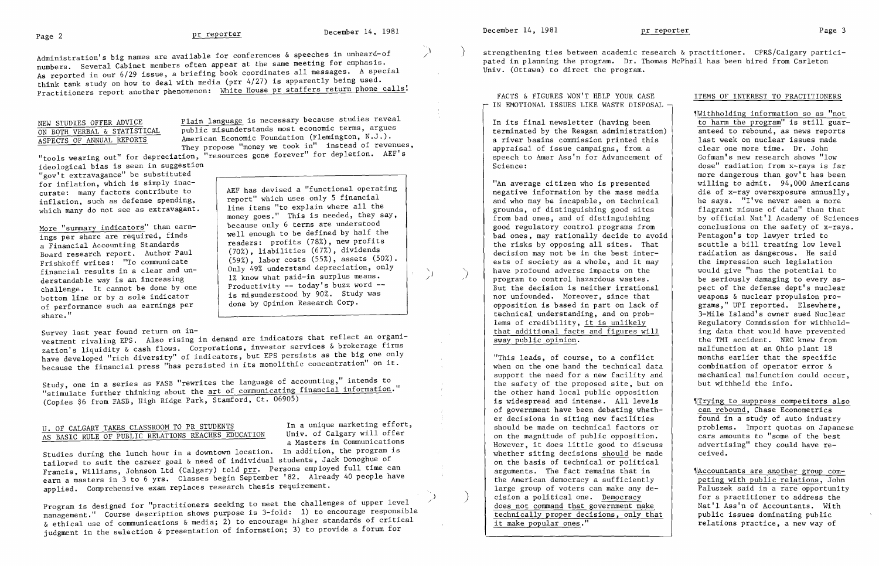Administration's big names are available for conferences & speeches in unheard-of numbers. Several Cabinet members often appear at the same meeting for emphasis. As reported in our 6/29 issue, a briefing book coordinates all messages. A special think tank study on how to deal with media (prr 4/27) is apparently being used. Practitioners report another phenomenon: White House pr staffers return phone calls!

## NEW STUDIES OFFER ADVICE ON BOTH VERBAL & STATISTICAL ASPECTS OF ANNUAL REPORTS

Plain language is necessary because studies reveal public misunderstands most economic terms, argues American Economic Foundation (Flemington, N.J.). They propose "money we took in" instead of revenues, "tools wearing out" for depreciation, "resources gone forever" for depletion. AEF's ideological bias is seen in suggestion "gov't extravagance" be substituted for inflation, which is simply inaccurate: many factors contribute to inflation, such as defense spending, which many do not see as extravagant.

> AEF has devised a "functional operating report" which uses only 5 financial line items "to explain where all the money goes." This is needed, they say, because only 6 terms are understood well enough to be defined by half the readers: profits (78%), new profits (70%), liabilities (67%), dividends (59%), labor costs (55%), assets (50%). Only 49% understand depreciation, only 1% know what paid-in surplus means. Productivity -- today's buzz word -- is misunderstood by 90%. Study was done by Opinion Research Corp.

More "summary indicators" than earnings per share are required, finds a Financial Accounting Standards Board research report. Author Paul Frishkoff writes: "To communicate financial results in a clear and understandable way is an increasing challenge. It cannot be done by one bottom line or by a sole indicator of performance such as earnings per share."

Survey last year found return on investment rivaling EPS. Also rising in demand are indicators that reflect an organization's liquidity & cash flows. Corporations, investor services & brokerage firms have developed "rich diversity" of indicators, but EPS persists as the big one only because the financial press "has persisted in its monolithic concentration" on it.

Study, one in a series as FASB "rewrites the language of accounting," intends to "stimulate further thinking about the art of communicating financial information." (Copies $6 from FASB, High Ridge Park, Stamford, Ct. 06905)

## U. OF CALGARY TAKES CLASSROOM TO PR STUDENTS AS BASIC RULE OF PUBLIC RELATIONS REACHES EDUCATION

In a unique marketing effort, Univ. of Calgary will offer a Masters in Communications Studies during the lunch hour in a downtown location. In addition, the program is tailored to suit the career goal & need of individual students, Jack Donoghue of Francis, Williams, Johnson Ltd (Calgary) told prr. Persons employed full time can earn a masters in 3 to 6 yrs. Classes begin September '82. Already 40 people have applied. Comprehensive exam replaces research thesis requirement.

Program is designed for "practitioners seeking to meet the challenges of upper level management." Course description shows purpose is 3-fold: 1) to encourage responsible & ethical use of communications & media; 2) to encourage higher standards of critical judgment in the selection & presentation of information; 3) to provide a forum for strengthening ties between academic research & practitioner. CPRS/Calgary participated in planning the program. Dr. Thomas McPhail has been hired from Carleton Univ. (Ottawa) to direct the program.

## FACTS & FIGURES WON'T HELP YOUR CASE IN EMOTIONAL ISSUES LIKE WASTE DISPOSAL

In its final newsletter (having been terminated by the Reagan administration) a river basins commission printed this appraisal of issue campaigns, from a speech to Amer Ass'n for Advancement of Science:

"An average citizen who is presented negative information by the mass media and who may be incapable, on technical grounds, of distinguishing good sites from bad ones, and of distinguishing good regulatory control programs from bad ones, may rationally decide to avoid the risks by opposing all sites. That decision may not be in the best interests of society as a whole, and it may have profound adverse impacts on the program to control hazardous wastes. But the decision is neither irrational nor unfounded. Moreover, since that opposition is based in part on lack of technical understanding, and on problems of credibility, it is unlikely that additional facts and figures will sway public opinion.

"This leads, of course, to a conflict when on the one hand the technical data support the need for a new facility and the safety of the proposed site, but on the other hand local public opposition is widespread and intense. All levels of government have been debating whether decisions in siting new facilities should be made on technical factors or on the magnitude of public opposition. However, it does little good to discuss whether siting decisions should be made on the basis of technical or political arguments. The fact remains that in the American democracy a sufficiently large group of voters can make any decision a political one. Democracy does not command that government make technically proper decisions, only that it make popular ones."

## ITEMS OF INTEREST TO PRACTITIONERS

¶Withholding information so as "not to harm the program" is still guaranteed to rebound, as news reports last week on nuclear issues made clear one more time. Dr. John Gofman's new research shows "low dose" radiation from x-rays is far more dangerous than gov't has been willing to admit. 94,000 Americans die of x-ray overexposure annually, he says. "I've never seen a more flagrant misuse of data" than that by official Nat'l Academy of Sciences conclusions on the safety of x-rays. Pentagon's top lawyer tried to scuttle a bill treating low level radiation as dangerous. He said the impression such legislation would give "has the potential to be seriously damaging to every aspect of the defense dept's nuclear weapons & nuclear propulsion programs," UPI reported. Elsewhere, 3-Mile Island's owner sued Nuclear Regulatory Commission for withholding data that would have prevented the TMI accident. NRC knew from malfunction at an Ohio plant 18 months earlier that the specific combination of operator error & mechanical malfunction could occur, but withheld the info.

¶Trying to suppress competitors also can rebound, Chase Econometrics found in a study of auto industry problems. Import quotas on Japanese cars amounts to "some of the best advertising" they could have received.

¶Accountants are another group competing with public relations, John Paluszek said in a rare opportunity for a practitioner to address the Nat'l Ass'n of Accountants. With public issues dominating public relations practice, a new way of